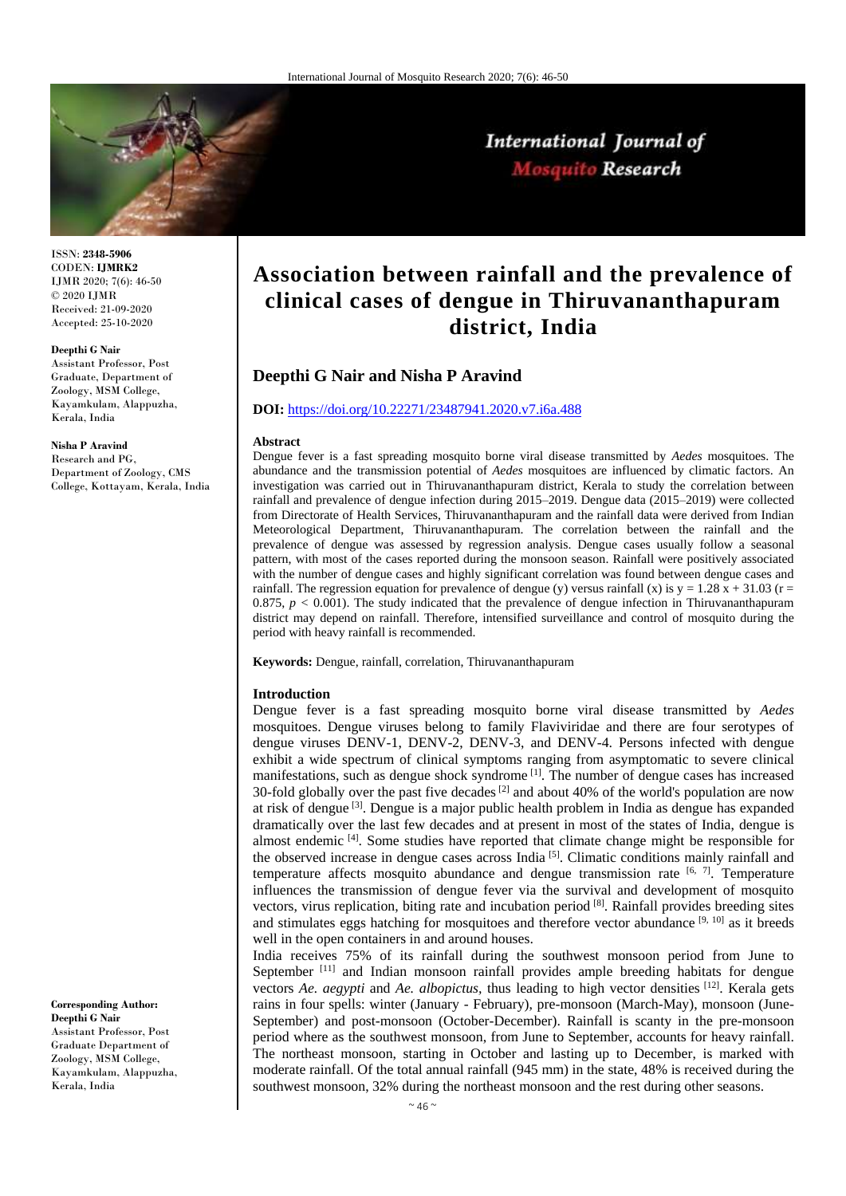ISSN: **2348-5906**
CODEN: **IJMRK2**
IJMR 2020; 7(6): 46-50
© 2020 IJMR
Received: 21-09-2020
Accepted: 25-10-2020

**Deepthi G Nair**
Assistant Professor, Post Graduate, Department of Zoology, MSM College, Kayamkulam, Alappuzha, Kerala, India

**Nisha P Aravind**
Research and PG, Department of Zoology, CMS College, Kottayam, Kerala, India

**Corresponding Author:**
**Deepthi G Nair**
Assistant Professor, Post Graduate Department of Zoology, MSM College, Kayamkulam, Alappuzha, Kerala, India

# Association between rainfall and the prevalence of clinical cases of dengue in Thiruvananthapuram district, India

## Deepthi G Nair and Nisha P Aravind

**DOI:** https://doi.org/10.22271/23487941.2020.v7.i6a.488

### Abstract

Dengue fever is a fast spreading mosquito borne viral disease transmitted by *Aedes* mosquitoes. The abundance and the transmission potential of *Aedes* mosquitoes are influenced by climatic factors. An investigation was carried out in Thiruvananthapuram district, Kerala to study the correlation between rainfall and prevalence of dengue infection during 2015–2019. Dengue data (2015–2019) were collected from Directorate of Health Services, Thiruvananthapuram and the rainfall data were derived from Indian Meteorological Department, Thiruvananthapuram. The correlation between the rainfall and the prevalence of dengue was assessed by regression analysis. Dengue cases usually follow a seasonal pattern, with most of the cases reported during the monsoon season. Rainfall were positively associated with the number of dengue cases and highly significant correlation was found between dengue cases and rainfall. The regression equation for prevalence of dengue (y) versus rainfall (x) is $y = 1.28x + 31.03$ ($r = 0.875$, $p < 0.001$). The study indicated that the prevalence of dengue infection in Thiruvananthapuram district may depend on rainfall. Therefore, intensified surveillance and control of mosquito during the period with heavy rainfall is recommended.

**Keywords:** Dengue, rainfall, correlation, Thiruvananthapuram

### Introduction

Dengue fever is a fast spreading mosquito borne viral disease transmitted by *Aedes* mosquitoes. Dengue viruses belong to family Flaviviridae and there are four serotypes of dengue viruses DENV-1, DENV-2, DENV-3, and DENV-4. Persons infected with dengue exhibit a wide spectrum of clinical symptoms ranging from asymptomatic to severe clinical manifestations, such as dengue shock syndrome [1]. The number of dengue cases has increased 30-fold globally over the past five decades [2] and about 40% of the world's population are now at risk of dengue [3]. Dengue is a major public health problem in India as dengue has expanded dramatically over the last few decades and at present in most of the states of India, dengue is almost endemic [4]. Some studies have reported that climate change might be responsible for the observed increase in dengue cases across India [5]. Climatic conditions mainly rainfall and temperature affects mosquito abundance and dengue transmission rate [6, 7]. Temperature influences the transmission of dengue fever via the survival and development of mosquito vectors, virus replication, biting rate and incubation period [8]. Rainfall provides breeding sites and stimulates eggs hatching for mosquitoes and therefore vector abundance [9, 10] as it breeds well in the open containers in and around houses.

India receives 75% of its rainfall during the southwest monsoon period from June to September [11] and Indian monsoon rainfall provides ample breeding habitats for dengue vectors *Ae. aegypti* and *Ae. albopictus*, thus leading to high vector densities [12]. Kerala gets rains in four spells: winter (January - February), pre-monsoon (March-May), monsoon (June-September) and post-monsoon (October-December). Rainfall is scanty in the pre-monsoon period where as the southwest monsoon, from June to September, accounts for heavy rainfall. The northeast monsoon, starting in October and lasting up to December, is marked with moderate rainfall. Of the total annual rainfall (945 mm) in the state, 48% is received during the southwest monsoon, 32% during the northeast monsoon and the rest during other seasons.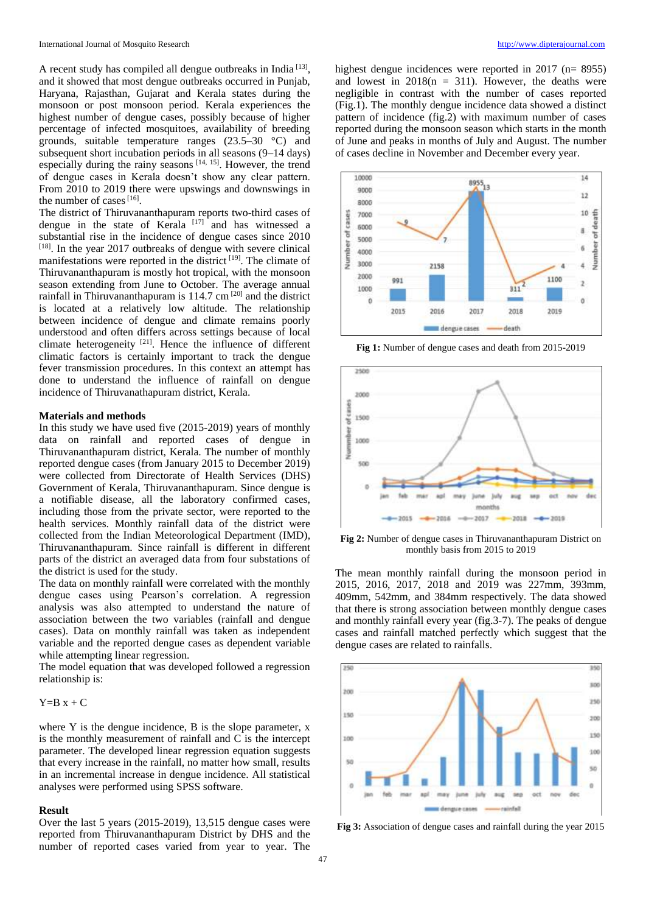A recent study has compiled all dengue outbreaks in India [13], and it showed that most dengue outbreaks occurred in Punjab, Haryana, Rajasthan, Gujarat and Kerala states during the monsoon or post monsoon period. Kerala experiences the highest number of dengue cases, possibly because of higher percentage of infected mosquitoes, availability of breeding grounds, suitable temperature ranges (23.5–30 °C) and subsequent short incubation periods in all seasons (9–14 days) especially during the rainy seasons [14, 15]. However, the trend of dengue cases in Kerala doesn't show any clear pattern. From 2010 to 2019 there were upswings and downswings in the number of cases [16].

The district of Thiruvananthapuram reports two-third cases of dengue in the state of Kerala [17] and has witnessed a substantial rise in the incidence of dengue cases since 2010 [18]. In the year 2017 outbreaks of dengue with severe clinical manifestations were reported in the district [19]. The climate of Thiruvananthapuram is mostly hot tropical, with the monsoon season extending from June to October. The average annual rainfall in Thiruvananthapuram is 114.7 cm [20] and the district is located at a relatively low altitude. The relationship between incidence of dengue and climate remains poorly understood and often differs across settings because of local climate heterogeneity [21]. Hence the influence of different climatic factors is certainly important to track the dengue fever transmission procedures. In this context an attempt has done to understand the influence of rainfall on dengue incidence of Thiruvananthapuram district, Kerala.

## Materials and methods

In this study we have used five (2015-2019) years of monthly data on rainfall and reported cases of dengue in Thiruvananthapuram district, Kerala. The number of monthly reported dengue cases (from January 2015 to December 2019) were collected from Directorate of Health Services (DHS) Government of Kerala, Thiruvananthapuram. Since dengue is a notifiable disease, all the laboratory confirmed cases, including those from the private sector, were reported to the health services. Monthly rainfall data of the district were collected from the Indian Meteorological Department (IMD), Thiruvananthapuram. Since rainfall is different in different parts of the district an averaged data from four substations of the district is used for the study.

The data on monthly rainfall were correlated with the monthly dengue cases using Pearson's correlation. A regression analysis was also attempted to understand the nature of association between the two variables (rainfall and dengue cases). Data on monthly rainfall was taken as independent variable and the reported dengue cases as dependent variable while attempting linear regression.

The model equation that was developed followed a regression relationship is:

$$Y = B x + C$$

where Y is the dengue incidence, B is the slope parameter, x is the monthly measurement of rainfall and C is the intercept parameter. The developed linear regression equation suggests that every increase in the rainfall, no matter how small, results in an incremental increase in dengue incidence. All statistical analyses were performed using SPSS software.

## Result

Over the last 5 years (2015-2019), 13,515 dengue cases were reported from Thiruvananthapuram District by DHS and the number of reported cases varied from year to year. The highest dengue incidences were reported in 2017 (n= 8955) and lowest in 2018(n = 311). However, the deaths were negligible in contrast with the number of cases reported (Fig.1). The monthly dengue incidence data showed a distinct pattern of incidence (fig.2) with maximum number of cases reported during the monsoon season which starts in the month of June and peaks in months of July and August. The number of cases decline in November and December every year.

**Fig 1:** Number of dengue cases and death from 2015-2019

**Fig 2:** Number of dengue cases in Thiruvananthapuram District on monthly basis from 2015 to 2019

The mean monthly rainfall during the monsoon period in 2015, 2016, 2017, 2018 and 2019 was 227mm, 393mm, 409mm, 542mm, and 384mm respectively. The data showed that there is strong association between monthly dengue cases and monthly rainfall every year (fig.3-7). The peaks of dengue cases and rainfall matched perfectly which suggest that the dengue cases are related to rainfalls.

**Fig 3:** Association of dengue cases and rainfall during the year 2015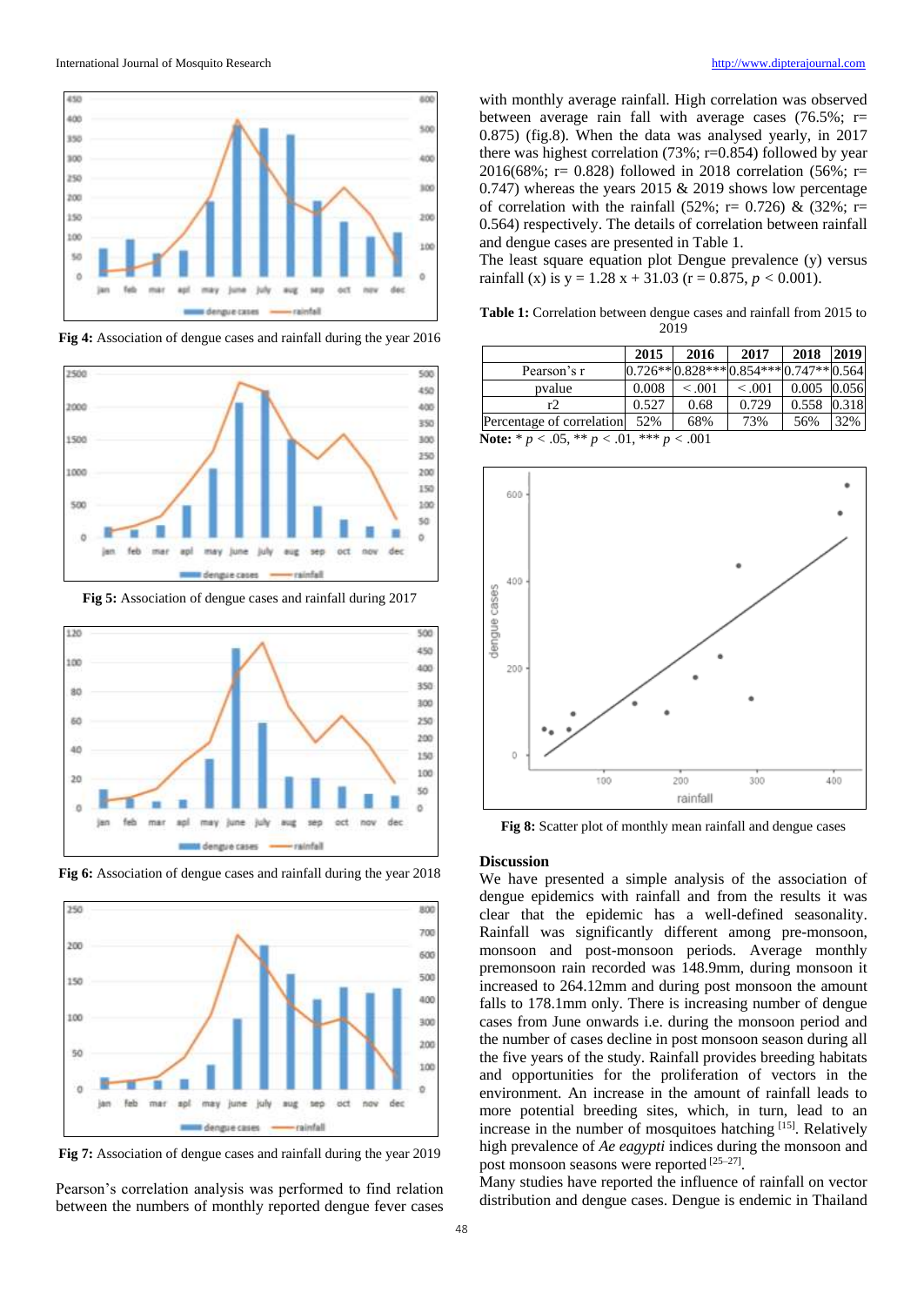Fig 4: Association of dengue cases and rainfall during the year 2016

Fig 5: Association of dengue cases and rainfall during 2017

Fig 6: Association of dengue cases and rainfall during the year 2018

Fig 7: Association of dengue cases and rainfall during the year 2019

Pearson's correlation analysis was performed to find relation between the numbers of monthly reported dengue fever cases with monthly average rainfall. High correlation was observed between average rain fall with average cases (76.5%; r= 0.875) (fig.8). When the data was analysed yearly, in 2017 there was highest correlation (73%; r=0.854) followed by year 2016(68%; r= 0.828) followed in 2018 correlation (56%; r= 0.747) whereas the years 2015 & 2019 shows low percentage of correlation with the rainfall (52%; r= 0.726) & (32%; r= 0.564) respectively. The details of correlation between rainfall and dengue cases are presented in Table 1.

The least square equation plot Dengue prevalence (y) versus rainfall (x) is $y = 1.28 x + 31.03$ ($r = 0.875$, $p < 0.001$).

**Table 1:** Correlation between dengue cases and rainfall from 2015 to 2019

| | 2015 | 2016 | 2017 | 2018 | 2019 |
|---|---|---|---|---|---|
| Pearson's r | 0.726** | 0.828*** | 0.854*** | 0.747** | 0.564 |
| pvalue | 0.008 | < .001 | < .001 | 0.005 | 0.056 |
| r2 | 0.527 | 0.68 | 0.729 | 0.558 | 0.318 |
| Percentage of correlation | 52% | 68% | 73% | 56% | 32% |

**Note:** * $p < .05$, ** $p < .01$, *** $p < .001$

Fig 8: Scatter plot of monthly mean rainfall and dengue cases

## Discussion

We have presented a simple analysis of the association of dengue epidemics with rainfall and from the results it was clear that the epidemic has a well-defined seasonality. Rainfall was significantly different among pre-monsoon, monsoon and post-monsoon periods. Average monthly premonsoon rain recorded was 148.9mm, during monsoon it increased to 264.12mm and during post monsoon the amount falls to 178.1mm only. There is increasing number of dengue cases from June onwards i.e. during the monsoon period and the number of cases decline in post monsoon season during all the five years of the study. Rainfall provides breeding habitats and opportunities for the proliferation of vectors in the environment. An increase in the amount of rainfall leads to more potential breeding sites, which, in turn, lead to an increase in the number of mosquitoes hatching [15]. Relatively high prevalence of *Ae eagypti* indices during the monsoon and post monsoon seasons were reported [25–27].

Many studies have reported the influence of rainfall on vector distribution and dengue cases. Dengue is endemic in Thailand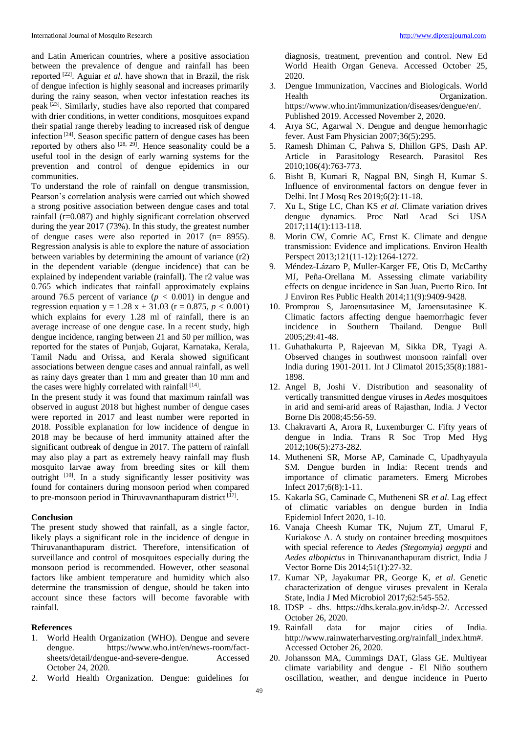and Latin American countries, where a positive association between the prevalence of dengue and rainfall has been reported [22]. Aguiar *et al*. have shown that in Brazil, the risk of dengue infection is highly seasonal and increases primarily during the rainy season, when vector infestation reaches its peak [23]. Similarly, studies have also reported that compared with drier conditions, in wetter conditions, mosquitoes expand their spatial range thereby leading to increased risk of dengue infection [24]. Season specific pattern of dengue cases has been reported by others also [28, 29]. Hence seasonality could be a useful tool in the design of early warning systems for the prevention and control of dengue epidemics in our communities.

To understand the role of rainfall on dengue transmission, Pearson's correlation analysis were carried out which showed a strong positive association between dengue cases and total rainfall (r=0.087) and highly significant correlation observed during the year 2017 (73%). In this study, the greatest number of dengue cases were also reported in 2017 (n= 8955). Regression analysis is able to explore the nature of association between variables by determining the amount of variance (r2) in the dependent variable (dengue incidence) that can be explained by independent variable (rainfall). The r2 value was 0.765 which indicates that rainfall approximately explains around 76.5 percent of variance ($p < 0.001$) in dengue and regression equation $y = 1.28\,x + 31.03$ ($r = 0.875$, $p < 0.001$) which explains for every 1.28 ml of rainfall, there is an average increase of one dengue case. In a recent study, high dengue incidence, ranging between 21 and 50 per million, was reported for the states of Punjab, Gujarat, Karnataka, Kerala, Tamil Nadu and Orissa, and Kerala showed significant associations between dengue cases and annual rainfall, as well as rainy days greater than 1 mm and greater than 10 mm and the cases were highly correlated with rainfall [14].

In the present study it was found that maximum rainfall was observed in august 2018 but highest number of dengue cases were reported in 2017 and least number were reported in 2018. Possible explanation for low incidence of dengue in 2018 may be because of herd immunity attained after the significant outbreak of dengue in 2017. The pattern of rainfall may also play a part as extremely heavy rainfall may flush mosquito larvae away from breeding sites or kill them outright [10]. In a study significantly lesser positivity was found for containers during monsoon period when compared to pre-monsoon period in Thiruvavnanthapuram district [17].

## Conclusion

The present study showed that rainfall, as a single factor, likely plays a significant role in the incidence of dengue in Thiruvananthapuram district. Therefore, intensification of surveillance and control of mosquitoes especially during the monsoon period is recommended. However, other seasonal factors like ambient temperature and humidity which also determine the transmission of dengue, should be taken into account since these factors will become favorable with rainfall.

## References

1. World Health Organization (WHO). Dengue and severe dengue. https://www.who.int/en/news-room/fact-sheets/detail/dengue-and-severe-dengue. Accessed October 24, 2020.
2. World Health Organization. Dengue: guidelines for diagnosis, treatment, prevention and control. New Ed World Heaith Organ Geneva. Accessed October 25, 2020.
3. Dengue Immunization, Vaccines and Biologicals. World Health Organization. https://www.who.int/immunization/diseases/dengue/en/. Published 2019. Accessed November 2, 2020.
4. Arya SC, Agarwal N. Dengue and dengue hemorrhagic fever. Aust Fam Physician 2007;36(5):295.
5. Ramesh Dhiman C, Pahwa S, Dhillon GPS, Dash AP. Article in Parasitology Research. Parasitol Res 2010;106(4):763-773.
6. Bisht B, Kumari R, Nagpal BN, Singh H, Kumar S. Influence of environmental factors on dengue fever in Delhi. Int J Mosq Res 2019;6(2):11-18.
7. Xu L, Stige LC, Chan KS *et al*. Climate variation drives dengue dynamics. Proc Natl Acad Sci USA 2017;114(1):113-118.
8. Morin CW, Comrie AC, Ernst K. Climate and dengue transmission: Evidence and implications. Environ Health Perspect 2013;121(11-12):1264-1272.
9. Méndez-Lázaro P, Muller-Karger FE, Otis D, McCarthy MJ, Peña-Orellana M. Assessing climate variability effects on dengue incidence in San Juan, Puerto Rico. Int J Environ Res Public Health 2014;11(9):9409-9428.
10. Promprou S, Jaroensutasinee M, Jaroensutasinee K. Climatic factors affecting dengue haemorrhagic fever incidence in Southern Thailand. Dengue Bull 2005;29:41-48.
11. Guhathakurta P, Rajeevan M, Sikka DR, Tyagi A. Observed changes in southwest monsoon rainfall over India during 1901-2011. Int J Climatol 2015;35(8):1881-1898.
12. Angel B, Joshi V. Distribution and seasonality of vertically transmitted dengue viruses in *Aedes* mosquitoes in arid and semi-arid areas of Rajasthan, India. J Vector Borne Dis 2008;45:56-59.
13. Chakravarti A, Arora R, Luxemburger C. Fifty years of dengue in India. Trans R Soc Trop Med Hyg 2012;106(5):273-282.
14. Mutheneni SR, Morse AP, Caminade C, Upadhyayula SM. Dengue burden in India: Recent trends and importance of climatic parameters. Emerg Microbes Infect 2017;6(8):1-11.
15. Kakarla SG, Caminade C, Mutheneni SR *et al*. Lag effect of climatic variables on dengue burden in India Epidemiol Infect 2020, 1-10.
16. Vanaja Cheesh Kumar TK, Nujum ZT, Umarul F, Kuriakose A. A study on container breeding mosquitoes with special reference to *Aedes (Stegomyia) aegypti* and *Aedes albopictus* in Thiruvananthapuram district, India J Vector Borne Dis 2014;51(1):27-32.
17. Kumar NP, Jayakumar PR, George K, *et al*. Genetic characterization of dengue viruses prevalent in Kerala State, India J Med Microbiol 2017;62:545-552.
18. IDSP - dhs. https://dhs.kerala.gov.in/idsp-2/. Accessed October 26, 2020.
19. Rainfall data for major cities of India. http://www.rainwaterharvesting.org/rainfall_index.htm#. Accessed October 26, 2020.
20. Johansson MA, Cummings DAT, Glass GE. Multiyear climate variability and dengue - El Niño southern oscillation, weather, and dengue incidence in Puerto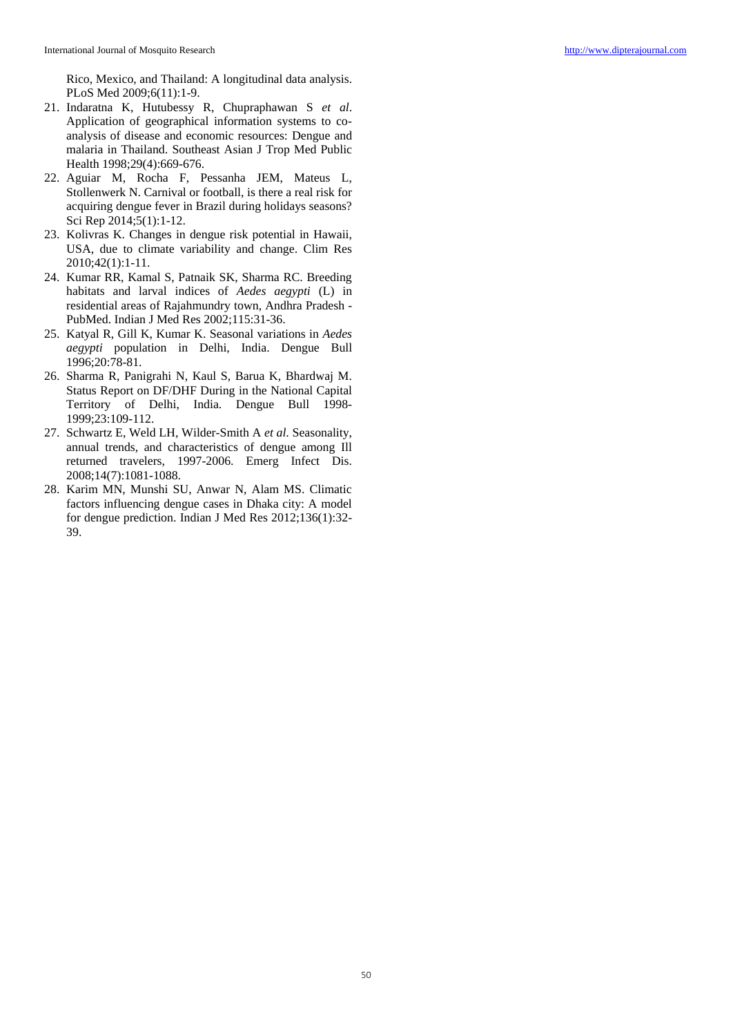Rico, Mexico, and Thailand: A longitudinal data analysis. PLoS Med 2009;6(11):1-9.

21. Indaratna K, Hutubessy R, Chupraphawan S *et al*. Application of geographical information systems to co-analysis of disease and economic resources: Dengue and malaria in Thailand. Southeast Asian J Trop Med Public Health 1998;29(4):669-676.
22. Aguiar M, Rocha F, Pessanha JEM, Mateus L, Stollenwerk N. Carnival or football, is there a real risk for acquiring dengue fever in Brazil during holidays seasons? Sci Rep 2014;5(1):1-12.
23. Kolivras K. Changes in dengue risk potential in Hawaii, USA, due to climate variability and change. Clim Res 2010;42(1):1-11.
24. Kumar RR, Kamal S, Patnaik SK, Sharma RC. Breeding habitats and larval indices of *Aedes aegypti* (L) in residential areas of Rajahmundry town, Andhra Pradesh - PubMed. Indian J Med Res 2002;115:31-36.
25. Katyal R, Gill K, Kumar K. Seasonal variations in *Aedes aegypti* population in Delhi, India. Dengue Bull 1996;20:78-81.
26. Sharma R, Panigrahi N, Kaul S, Barua K, Bhardwaj M. Status Report on DF/DHF During in the National Capital Territory of Delhi, India. Dengue Bull 1998-1999;23:109-112.
27. Schwartz E, Weld LH, Wilder-Smith A *et al*. Seasonality, annual trends, and characteristics of dengue among Ill returned travelers, 1997-2006. Emerg Infect Dis. 2008;14(7):1081-1088.
28. Karim MN, Munshi SU, Anwar N, Alam MS. Climatic factors influencing dengue cases in Dhaka city: A model for dengue prediction. Indian J Med Res 2012;136(1):32-39.